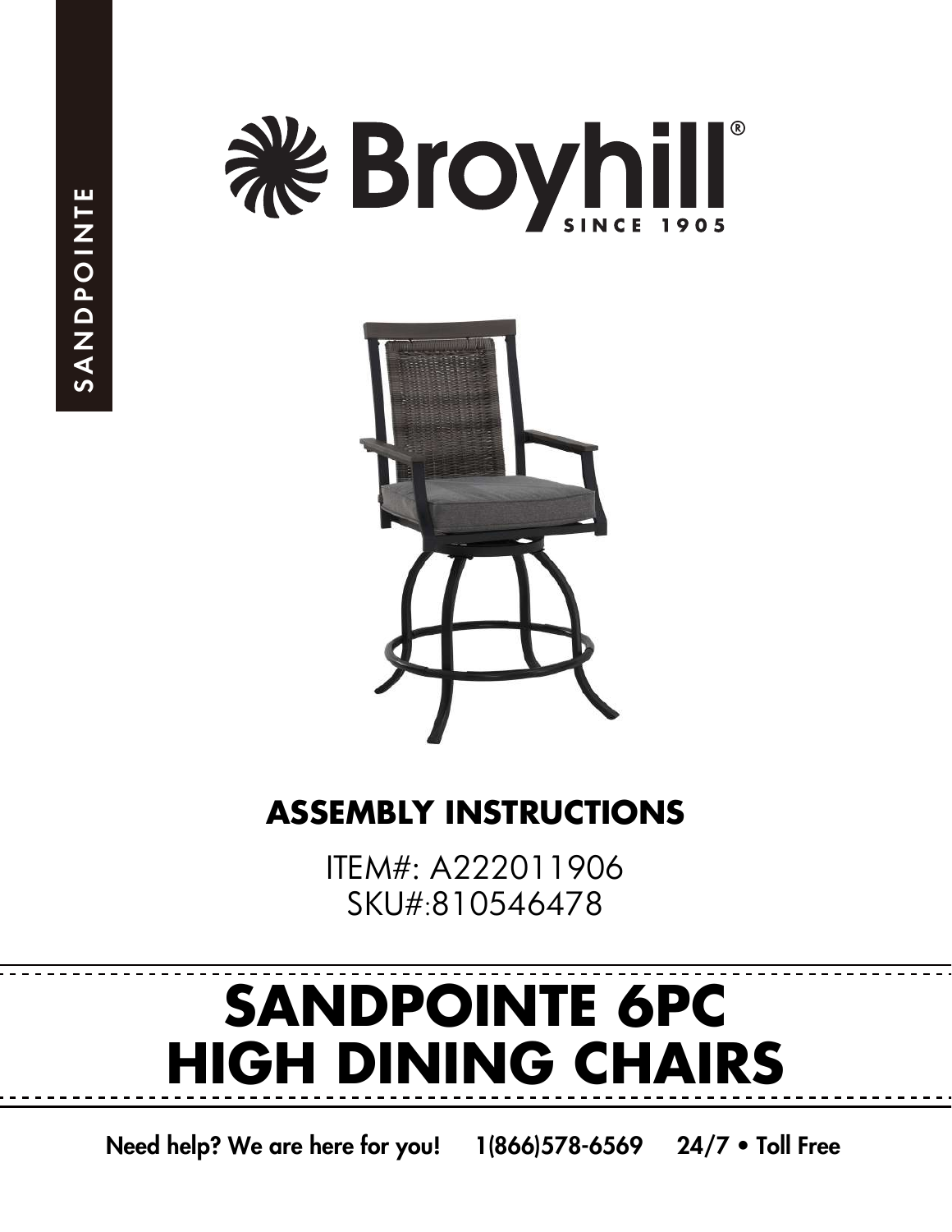SANDPOINTE

Broyhill®

SINCE 1905

## ASSEMBLY INSTRUCTIONS

ITEM#: A222011906
SKU#:810546478

# SANDPOINTE 6PC HIGH DINING CHAIRS

**Need help? We are here for you! 1(866)578-6569 24/7 • Toll Free**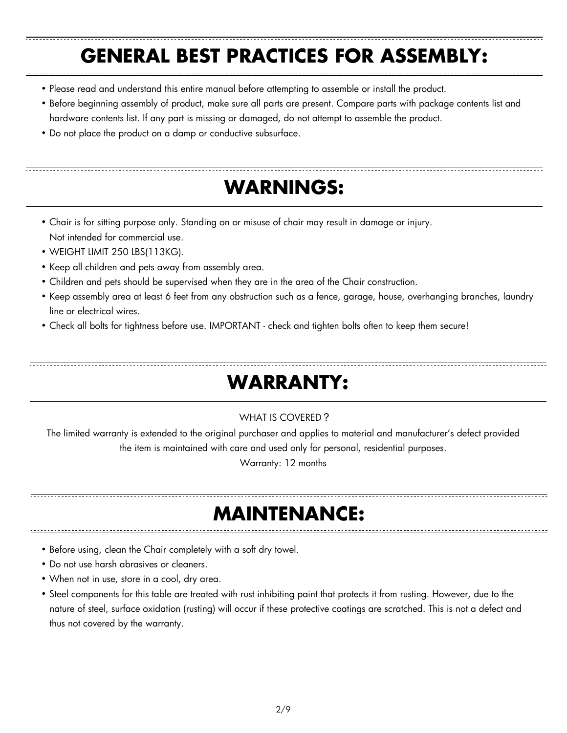# GENERAL BEST PRACTICES FOR ASSEMBLY:

- Please read and understand this entire manual before attempting to assemble or install the product.
- Before beginning assembly of product, make sure all parts are present. Compare parts with package contents list and hardware contents list. If any part is missing or damaged, do not attempt to assemble the product.
- Do not place the product on a damp or conductive subsurface.

# WARNINGS:

- Chair is for sitting purpose only. Standing on or misuse of chair may result in damage or injury.
  Not intended for commercial use.
- WEIGHT LIMIT 250 LBS(113KG).
- Keep all children and pets away from assembly area.
- Children and pets should be supervised when they are in the area of the Chair construction.
- Keep assembly area at least 6 feet from any obstruction such as a fence, garage, house, overhanging branches, laundry line or electrical wires.
- Check all bolts for tightness before use. IMPORTANT - check and tighten bolts often to keep them secure!

# WARRANTY:

WHAT IS COVERED？

The limited warranty is extended to the original purchaser and applies to material and manufacturer's defect provided the item is maintained with care and used only for personal, residential purposes.

Warranty: 12 months

# MAINTENANCE:

- Before using, clean the Chair completely with a soft dry towel.
- Do not use harsh abrasives or cleaners.
- When not in use, store in a cool, dry area.
- Steel components for this table are treated with rust inhibiting paint that protects it from rusting. However, due to the nature of steel, surface oxidation (rusting) will occur if these protective coatings are scratched. This is not a defect and thus not covered by the warranty.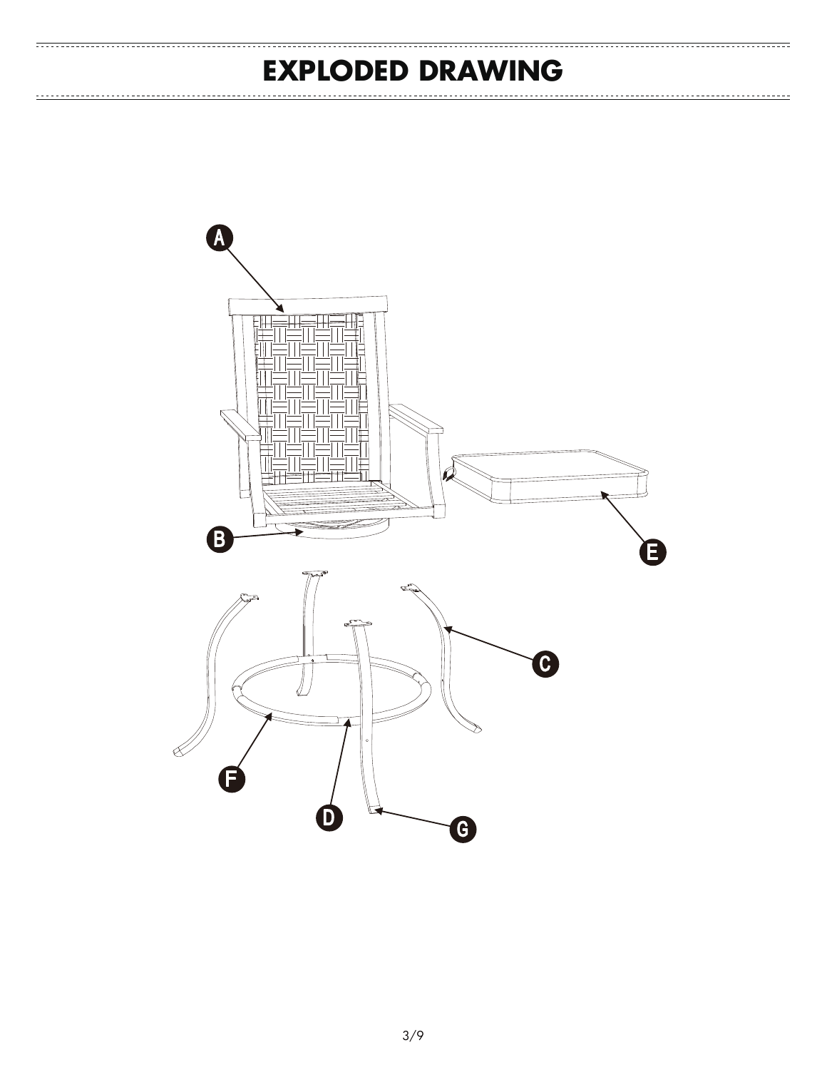# EXPLODED DRAWING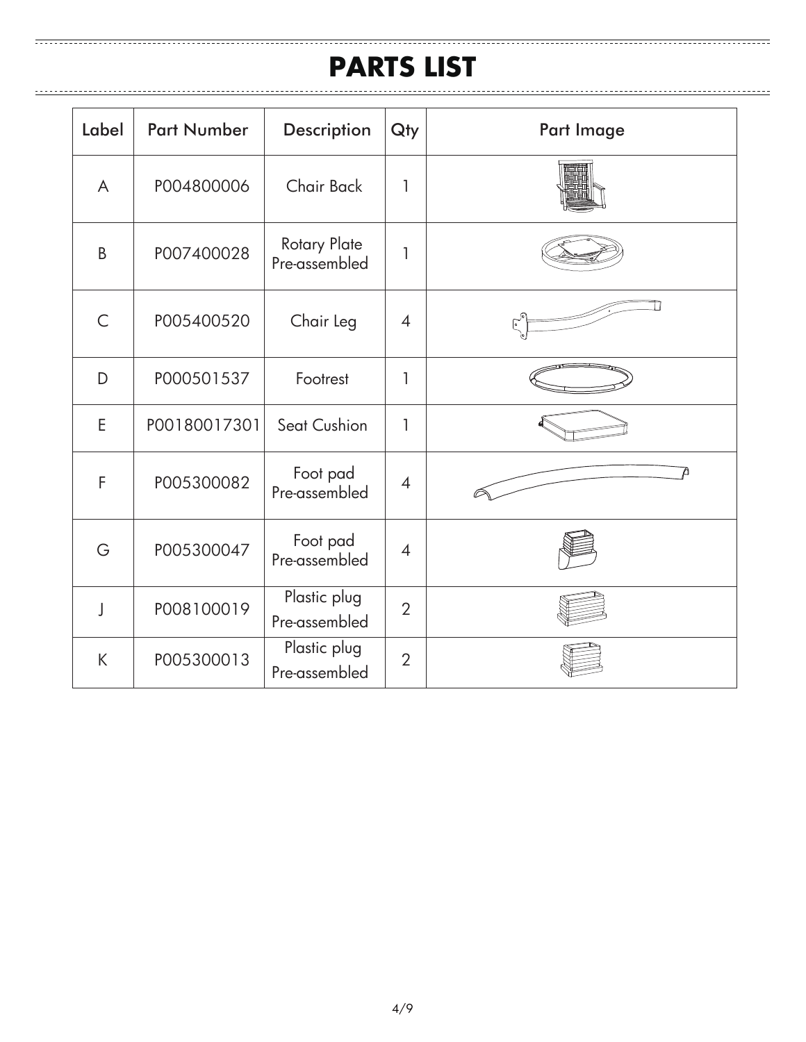# PARTS LIST

| Label | Part Number | Description | Qty | Part Image |
|---|---|---|---|---|
| A | P004800006 | Chair Back | 1 | |
| B | P007400028 | Rotary Plate Pre-assembled | 1 | |
| C | P005400520 | Chair Leg | 4 | |
| D | P000501537 | Footrest | 1 | |
| E | P00180017301 | Seat Cushion | 1 | |
| F | P005300082 | Foot pad Pre-assembled | 4 | |
| G | P005300047 | Foot pad Pre-assembled | 4 | |
| J | P008100019 | Plastic plug Pre-assembled | 2 | |
| K | P005300013 | Plastic plug Pre-assembled | 2 | |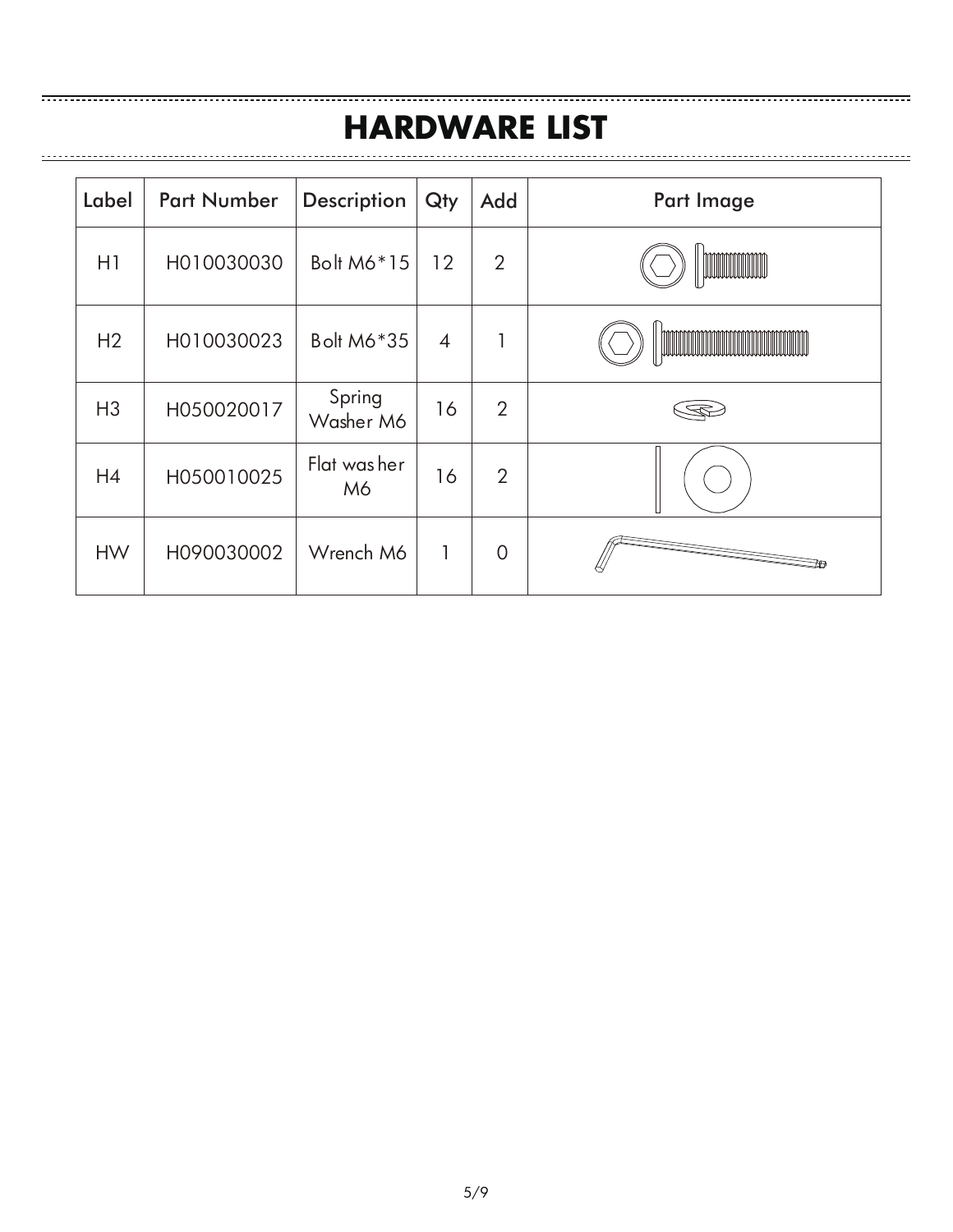# HARDWARE LIST

| Label | Part Number | Description | Qty | Add | Part Image |
|---|---|---|---|---|---|
| H1 | H010030030 | Bolt M6*15 | 12 | 2 | |
| H2 | H010030023 | Bolt M6*35 | 4 | 1 | |
| H3 | H050020017 | Spring Washer M6 | 16 | 2 | |
| H4 | H050010025 | Flat washer M6 | 16 | 2 | |
| HW | H090030002 | Wrench M6 | 1 | 0 | |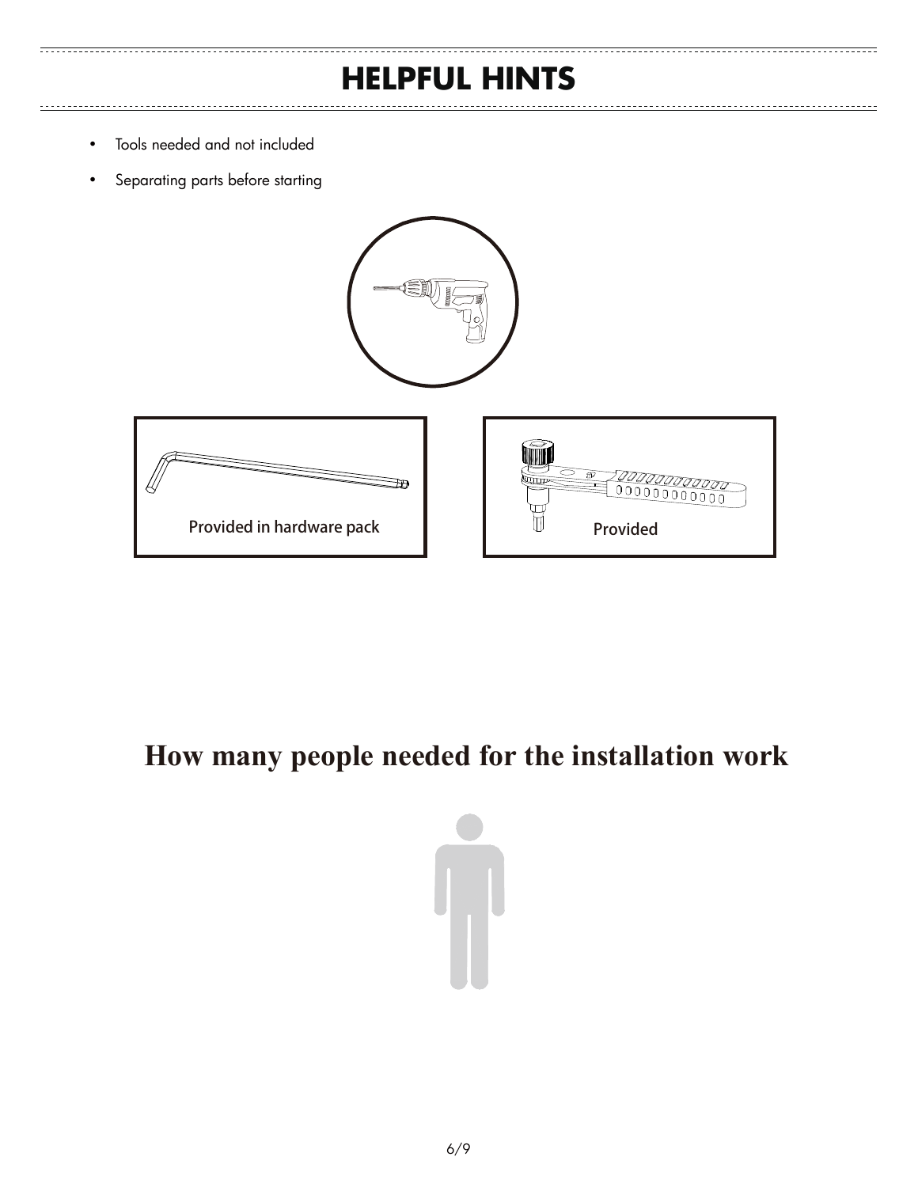# HELPFUL HINTS

- Tools needed and not included
- Separating parts before starting

Provided in hardware pack

Provided

## How many people needed for the installation work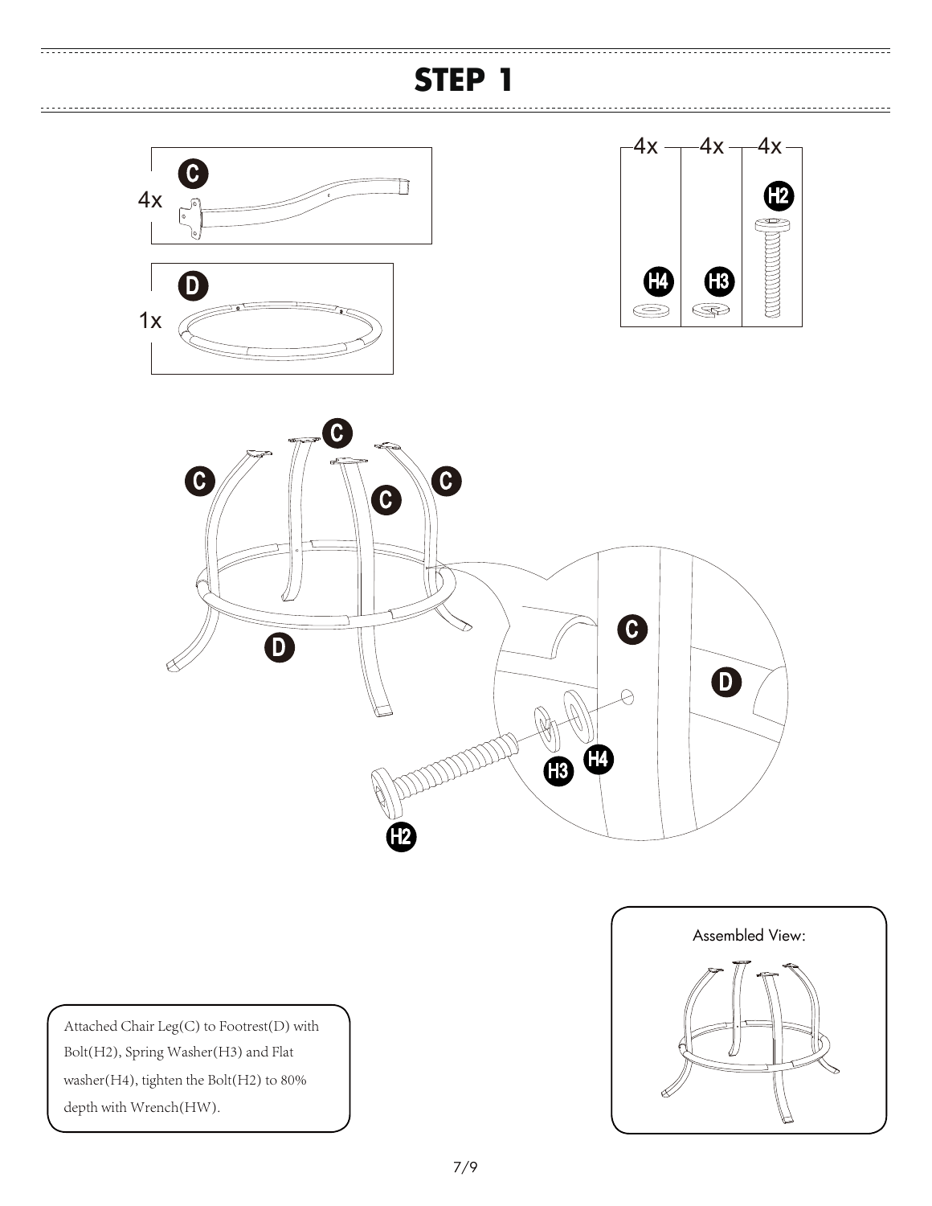# STEP 1

4x C

1x D

4x H4 — 4x H3 — 4x H2

Attached Chair Leg(C) to Footrest(D) with Bolt(H2), Spring Washer(H3) and Flat washer(H4), tighten the Bolt(H2) to 80% depth with Wrench(HW).

Assembled View: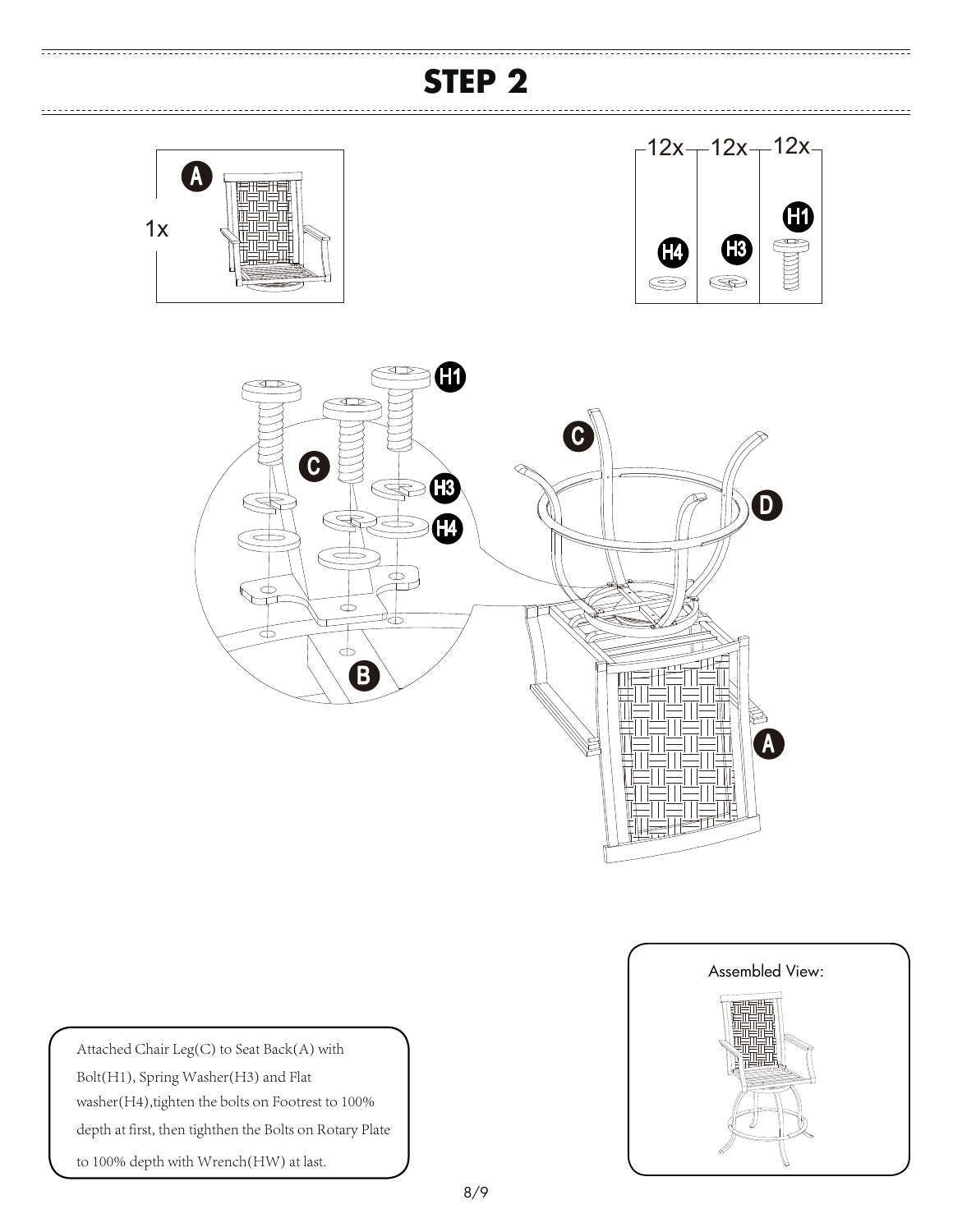# STEP 2

A 1x

12x H4 | 12x H3 | 12x H1

Attached Chair Leg(C) to Seat Back(A) with Bolt(H1), Spring Washer(H3) and Flat washer(H4),tighten the bolts on Footrest to 100% depth at first, then tighthen the Bolts on Rotary Plate to 100% depth with Wrench(HW) at last.

Assembled View: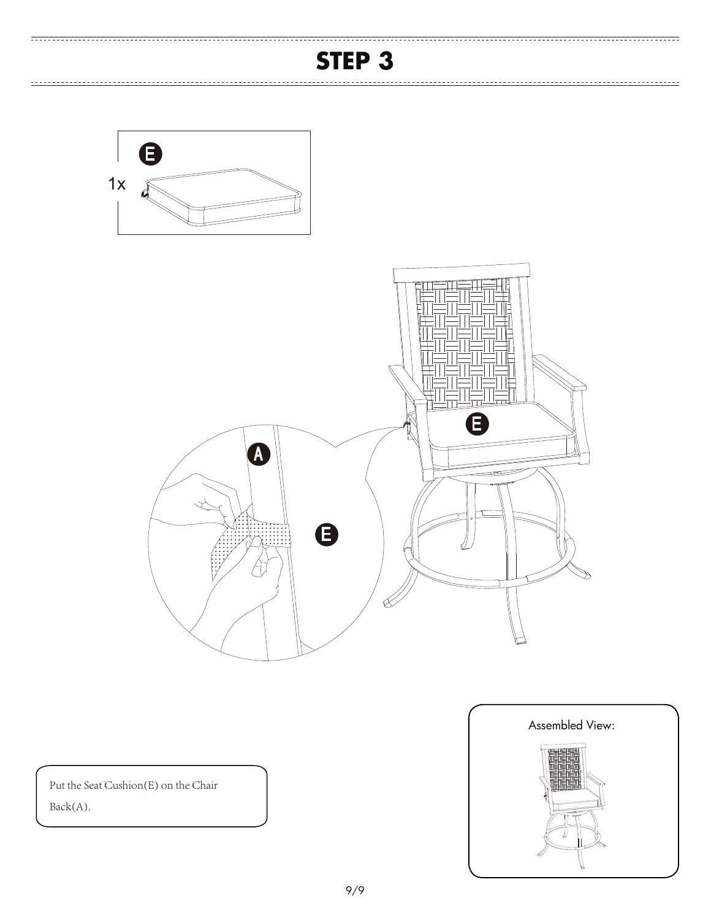# STEP 3

E

1x

E

A

E

Put the Seat Cushion(E) on the Chair Back(A).

Assembled View: